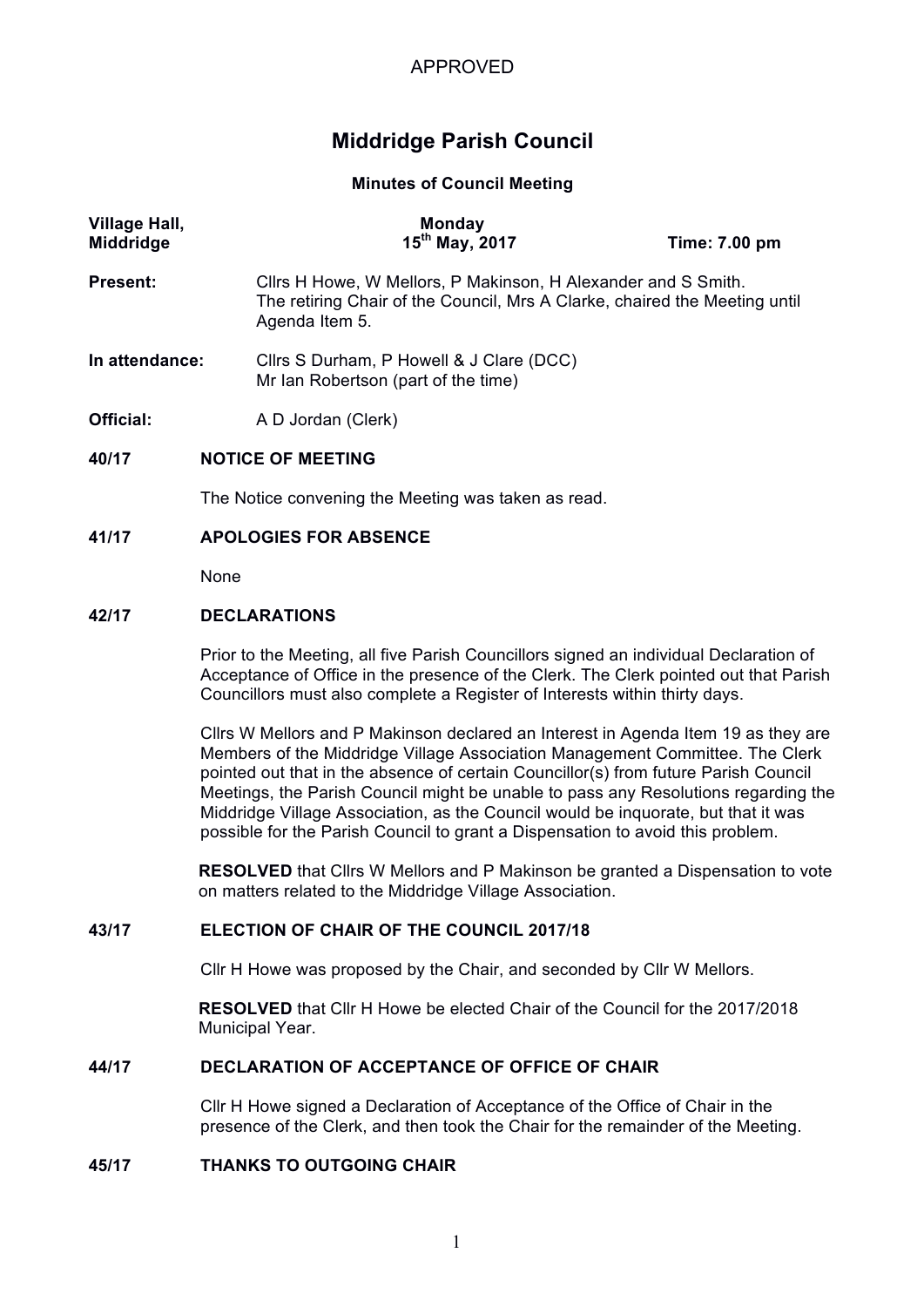APPROVED

# Middridge Parish Council

**Minutes of Council Meeting**

| **Village Hall, Middridge** | **Monday 15th May, 2017** | **Time: 7.00 pm** |
|---|---|---|

**Present:** Cllrs H Howe, W Mellors, P Makinson, H Alexander and S Smith. The retiring Chair of the Council, Mrs A Clarke, chaired the Meeting until Agenda Item 5.

**In attendance:** Cllrs S Durham, P Howell & J Clare (DCC)
Mr Ian Robertson (part of the time)

**Official:** A D Jordan (Clerk)

## 40/17 NOTICE OF MEETING

The Notice convening the Meeting was taken as read.

## 41/17 APOLOGIES FOR ABSENCE

None

## 42/17 DECLARATIONS

Prior to the Meeting, all five Parish Councillors signed an individual Declaration of Acceptance of Office in the presence of the Clerk. The Clerk pointed out that Parish Councillors must also complete a Register of Interests within thirty days.

Cllrs W Mellors and P Makinson declared an Interest in Agenda Item 19 as they are Members of the Middridge Village Association Management Committee. The Clerk pointed out that in the absence of certain Councillor(s) from future Parish Council Meetings, the Parish Council might be unable to pass any Resolutions regarding the Middridge Village Association, as the Council would be inquorate, but that it was possible for the Parish Council to grant a Dispensation to avoid this problem.

**RESOLVED** that Cllrs W Mellors and P Makinson be granted a Dispensation to vote on matters related to the Middridge Village Association.

## 43/17 ELECTION OF CHAIR OF THE COUNCIL 2017/18

Cllr H Howe was proposed by the Chair, and seconded by Cllr W Mellors.

**RESOLVED** that Cllr H Howe be elected Chair of the Council for the 2017/2018 Municipal Year.

## 44/17 DECLARATION OF ACCEPTANCE OF OFFICE OF CHAIR

Cllr H Howe signed a Declaration of Acceptance of the Office of Chair in the presence of the Clerk, and then took the Chair for the remainder of the Meeting.

## 45/17 THANKS TO OUTGOING CHAIR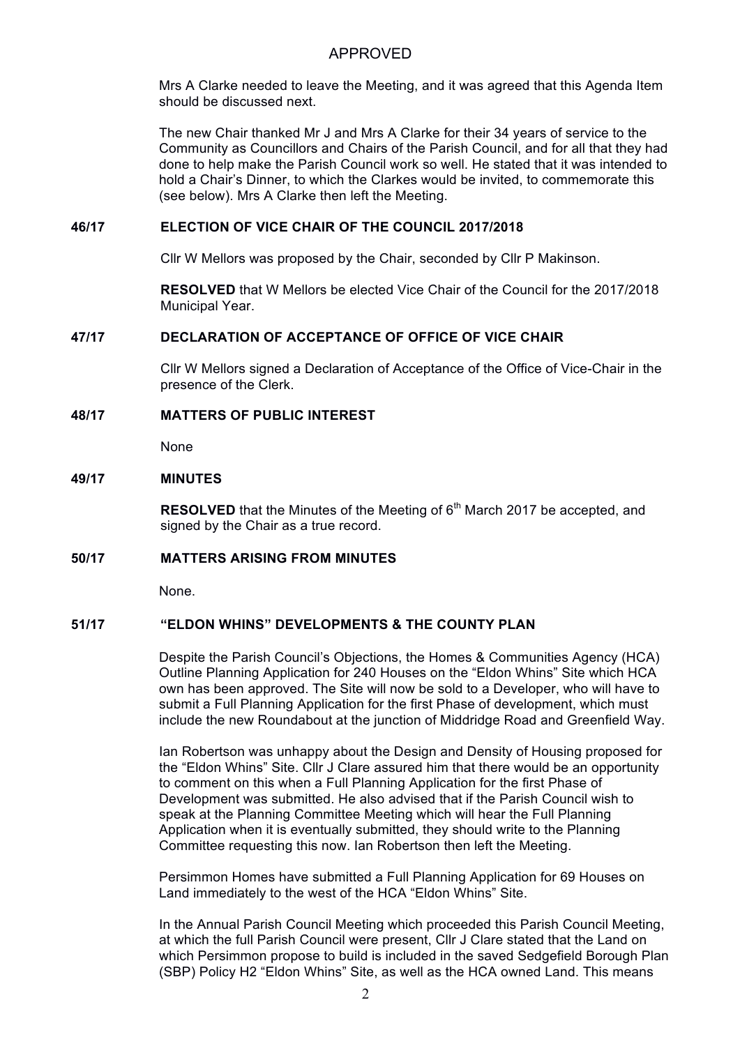APPROVED

Mrs A Clarke needed to leave the Meeting, and it was agreed that this Agenda Item should be discussed next.

The new Chair thanked Mr J and Mrs A Clarke for their 34 years of service to the Community as Councillors and Chairs of the Parish Council, and for all that they had done to help make the Parish Council work so well. He stated that it was intended to hold a Chair's Dinner, to which the Clarkes would be invited, to commemorate this (see below). Mrs A Clarke then left the Meeting.

**46/17 ELECTION OF VICE CHAIR OF THE COUNCIL 2017/2018**

Cllr W Mellors was proposed by the Chair, seconded by Cllr P Makinson.

**RESOLVED** that W Mellors be elected Vice Chair of the Council for the 2017/2018 Municipal Year.

**47/17 DECLARATION OF ACCEPTANCE OF OFFICE OF VICE CHAIR**

Cllr W Mellors signed a Declaration of Acceptance of the Office of Vice-Chair in the presence of the Clerk.

**48/17 MATTERS OF PUBLIC INTEREST**

None

**49/17 MINUTES**

**RESOLVED** that the Minutes of the Meeting of 6th March 2017 be accepted, and signed by the Chair as a true record.

**50/17 MATTERS ARISING FROM MINUTES**

None.

**51/17 "ELDON WHINS" DEVELOPMENTS & THE COUNTY PLAN**

Despite the Parish Council's Objections, the Homes & Communities Agency (HCA) Outline Planning Application for 240 Houses on the "Eldon Whins" Site which HCA own has been approved. The Site will now be sold to a Developer, who will have to submit a Full Planning Application for the first Phase of development, which must include the new Roundabout at the junction of Middridge Road and Greenfield Way.

Ian Robertson was unhappy about the Design and Density of Housing proposed for the "Eldon Whins" Site. Cllr J Clare assured him that there would be an opportunity to comment on this when a Full Planning Application for the first Phase of Development was submitted. He also advised that if the Parish Council wish to speak at the Planning Committee Meeting which will hear the Full Planning Application when it is eventually submitted, they should write to the Planning Committee requesting this now. Ian Robertson then left the Meeting.

Persimmon Homes have submitted a Full Planning Application for 69 Houses on Land immediately to the west of the HCA "Eldon Whins" Site.

In the Annual Parish Council Meeting which proceeded this Parish Council Meeting, at which the full Parish Council were present, Cllr J Clare stated that the Land on which Persimmon propose to build is included in the saved Sedgefield Borough Plan (SBP) Policy H2 "Eldon Whins" Site, as well as the HCA owned Land. This means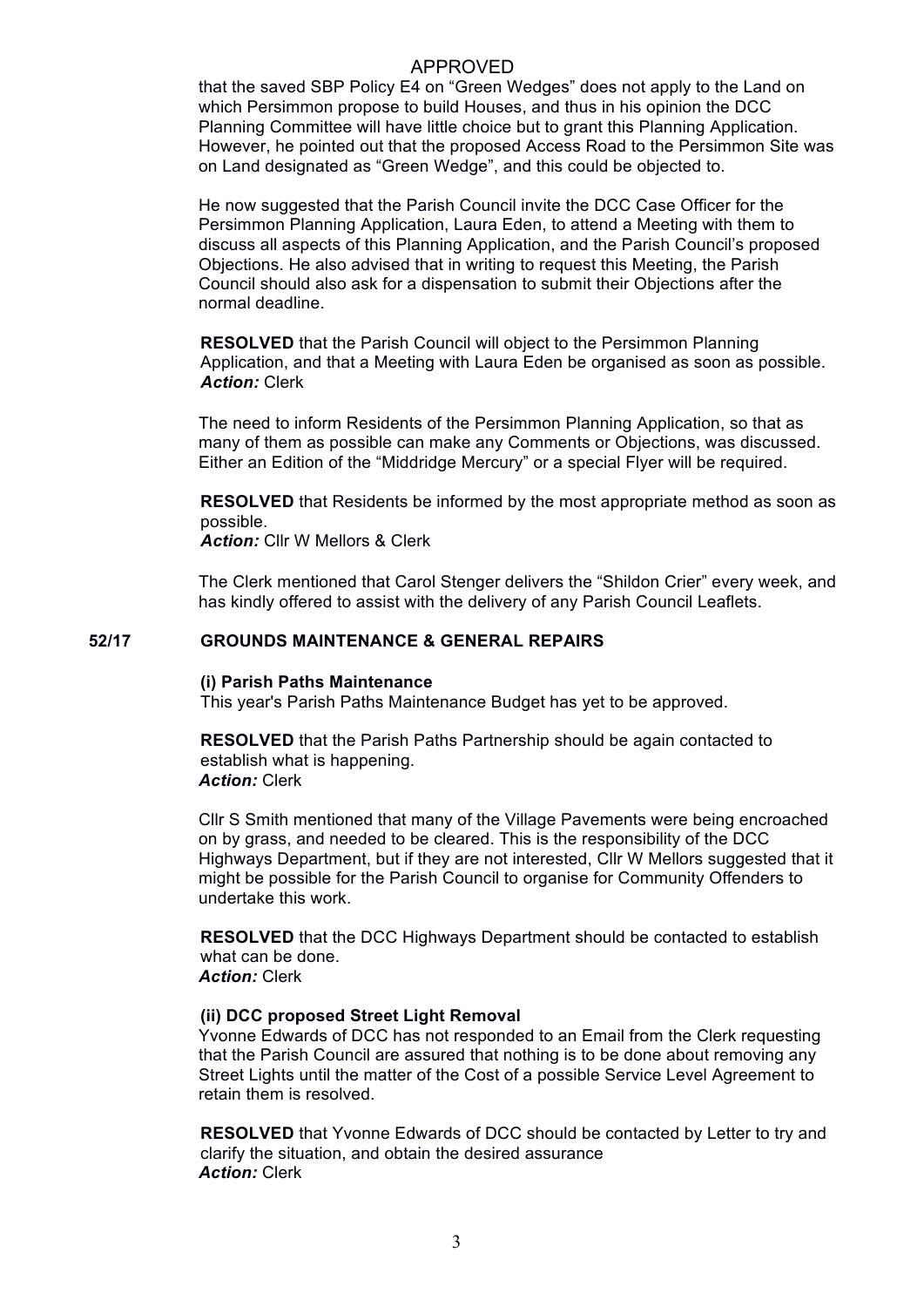APPROVED

that the saved SBP Policy E4 on "Green Wedges" does not apply to the Land on which Persimmon propose to build Houses, and thus in his opinion the DCC Planning Committee will have little choice but to grant this Planning Application. However, he pointed out that the proposed Access Road to the Persimmon Site was on Land designated as "Green Wedge", and this could be objected to.

He now suggested that the Parish Council invite the DCC Case Officer for the Persimmon Planning Application, Laura Eden, to attend a Meeting with them to discuss all aspects of this Planning Application, and the Parish Council's proposed Objections. He also advised that in writing to request this Meeting, the Parish Council should also ask for a dispensation to submit their Objections after the normal deadline.

**RESOLVED** that the Parish Council will object to the Persimmon Planning Application, and that a Meeting with Laura Eden be organised as soon as possible.
***Action:*** Clerk

The need to inform Residents of the Persimmon Planning Application, so that as many of them as possible can make any Comments or Objections, was discussed. Either an Edition of the "Middridge Mercury" or a special Flyer will be required.

**RESOLVED** that Residents be informed by the most appropriate method as soon as possible.
***Action:*** Cllr W Mellors & Clerk

The Clerk mentioned that Carol Stenger delivers the "Shildon Crier" every week, and has kindly offered to assist with the delivery of any Parish Council Leaflets.

## 52/17 GROUNDS MAINTENANCE & GENERAL REPAIRS

**(i) Parish Paths Maintenance**

This year's Parish Paths Maintenance Budget has yet to be approved.

**RESOLVED** that the Parish Paths Partnership should be again contacted to establish what is happening.
***Action:*** Clerk

Cllr S Smith mentioned that many of the Village Pavements were being encroached on by grass, and needed to be cleared. This is the responsibility of the DCC Highways Department, but if they are not interested, Cllr W Mellors suggested that it might be possible for the Parish Council to organise for Community Offenders to undertake this work.

**RESOLVED** that the DCC Highways Department should be contacted to establish what can be done.
***Action:*** Clerk

**(ii) DCC proposed Street Light Removal**

Yvonne Edwards of DCC has not responded to an Email from the Clerk requesting that the Parish Council are assured that nothing is to be done about removing any Street Lights until the matter of the Cost of a possible Service Level Agreement to retain them is resolved.

**RESOLVED** that Yvonne Edwards of DCC should be contacted by Letter to try and clarify the situation, and obtain the desired assurance
***Action:*** Clerk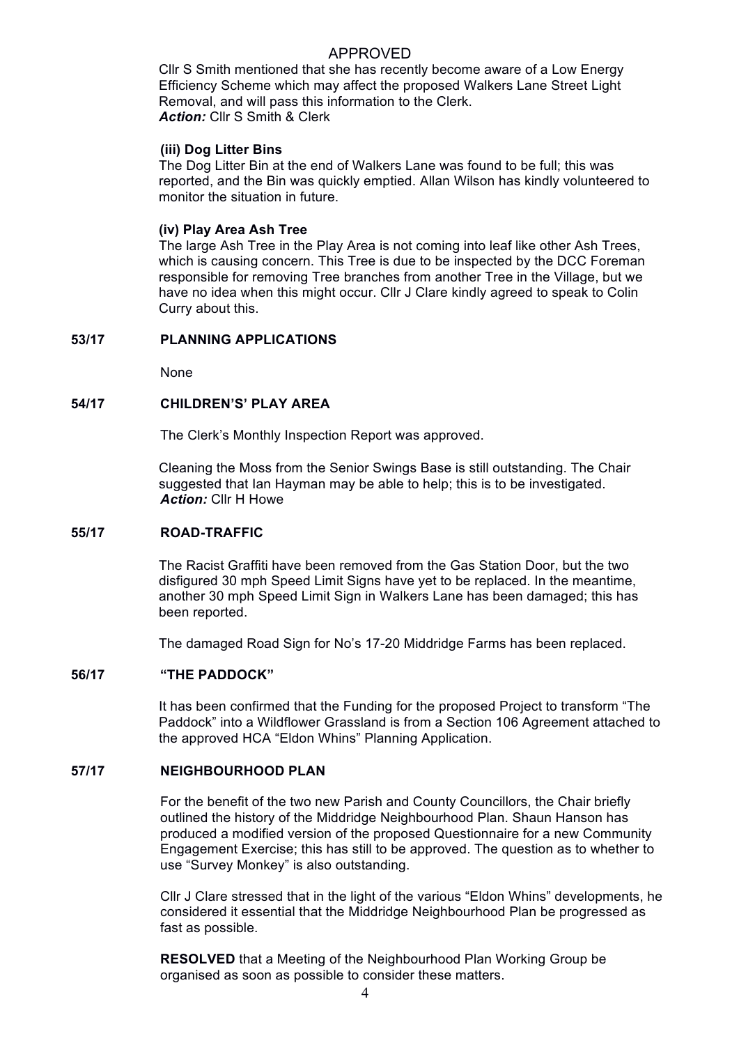APPROVED

Cllr S Smith mentioned that she has recently become aware of a Low Energy Efficiency Scheme which may affect the proposed Walkers Lane Street Light Removal, and will pass this information to the Clerk.
***Action:*** Cllr S Smith & Clerk

**(iii) Dog Litter Bins**

The Dog Litter Bin at the end of Walkers Lane was found to be full; this was reported, and the Bin was quickly emptied. Allan Wilson has kindly volunteered to monitor the situation in future.

**(iv) Play Area Ash Tree**

The large Ash Tree in the Play Area is not coming into leaf like other Ash Trees, which is causing concern. This Tree is due to be inspected by the DCC Foreman responsible for removing Tree branches from another Tree in the Village, but we have no idea when this might occur. Cllr J Clare kindly agreed to speak to Colin Curry about this.

**53/17 PLANNING APPLICATIONS**

None

**54/17 CHILDRENS' PLAY AREA**

The Clerk's Monthly Inspection Report was approved.

Cleaning the Moss from the Senior Swings Base is still outstanding. The Chair suggested that Ian Hayman may be able to help; this is to be investigated.
***Action:*** Cllr H Howe

**55/17 ROAD-TRAFFIC**

The Racist Graffiti have been removed from the Gas Station Door, but the two disfigured 30 mph Speed Limit Signs have yet to be replaced. In the meantime, another 30 mph Speed Limit Sign in Walkers Lane has been damaged; this has been reported.

The damaged Road Sign for No's 17-20 Middridge Farms has been replaced.

**56/17 "THE PADDOCK"**

It has been confirmed that the Funding for the proposed Project to transform "The Paddock" into a Wildflower Grassland is from a Section 106 Agreement attached to the approved HCA "Eldon Whins" Planning Application.

**57/17 NEIGHBOURHOOD PLAN**

For the benefit of the two new Parish and County Councillors, the Chair briefly outlined the history of the Middridge Neighbourhood Plan. Shaun Hanson has produced a modified version of the proposed Questionnaire for a new Community Engagement Exercise; this has still to be approved. The question as to whether to use "Survey Monkey" is also outstanding.

Cllr J Clare stressed that in the light of the various "Eldon Whins" developments, he considered it essential that the Middridge Neighbourhood Plan be progressed as fast as possible.

**RESOLVED** that a Meeting of the Neighbourhood Plan Working Group be organised as soon as possible to consider these matters.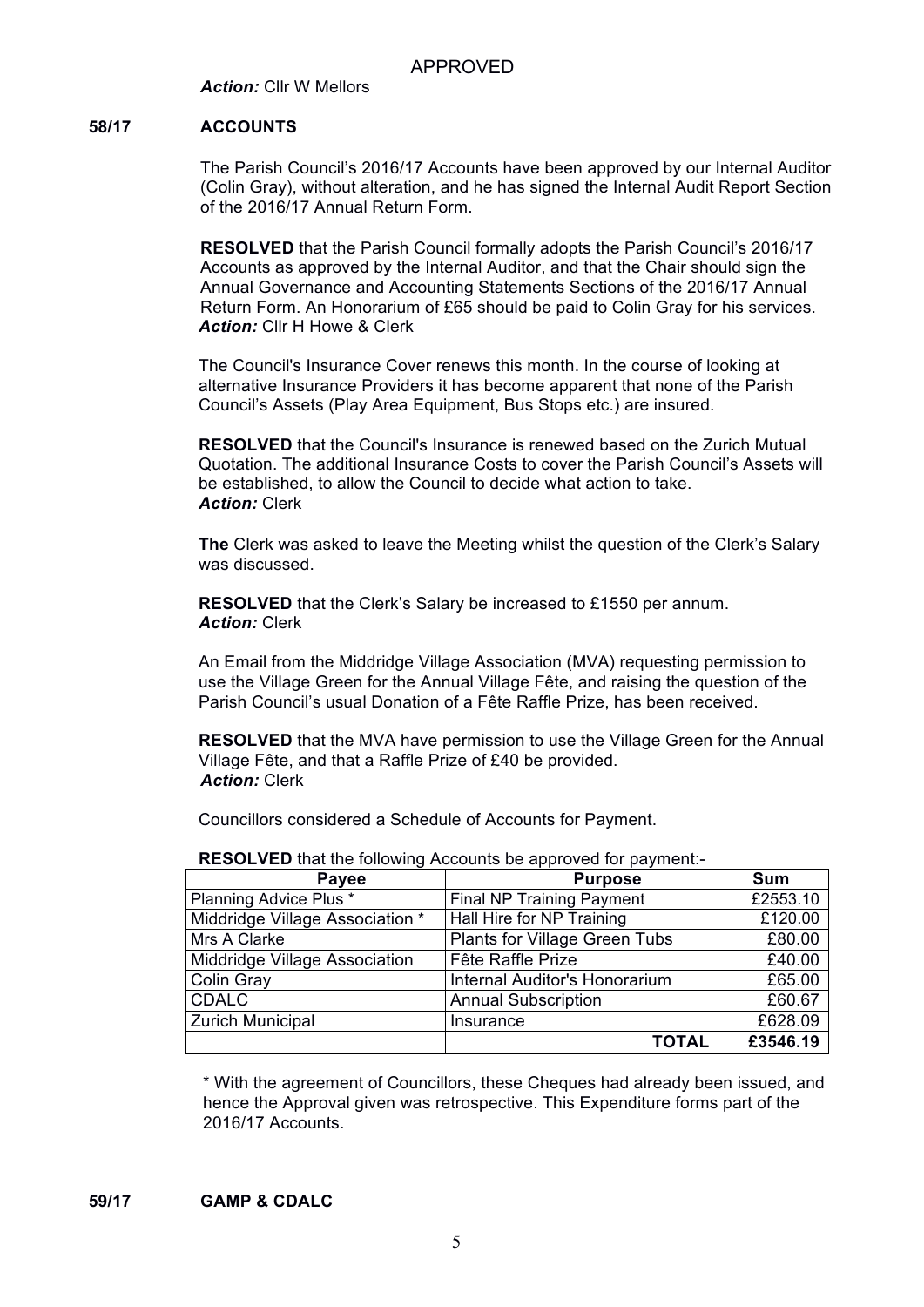APPROVED

***Action:*** Cllr W Mellors

## 58/17 ACCOUNTS

The Parish Council's 2016/17 Accounts have been approved by our Internal Auditor (Colin Gray), without alteration, and he has signed the Internal Audit Report Section of the 2016/17 Annual Return Form.

**RESOLVED** that the Parish Council formally adopts the Parish Council's 2016/17 Accounts as approved by the Internal Auditor, and that the Chair should sign the Annual Governance and Accounting Statements Sections of the 2016/17 Annual Return Form. An Honorarium of £65 should be paid to Colin Gray for his services.
***Action:*** Cllr H Howe & Clerk

The Council's Insurance Cover renews this month. In the course of looking at alternative Insurance Providers it has become apparent that none of the Parish Council's Assets (Play Area Equipment, Bus Stops etc.) are insured.

**RESOLVED** that the Council's Insurance is renewed based on the Zurich Mutual Quotation. The additional Insurance Costs to cover the Parish Council's Assets will be established, to allow the Council to decide what action to take.
***Action:*** Clerk

**The** Clerk was asked to leave the Meeting whilst the question of the Clerk's Salary was discussed.

**RESOLVED** that the Clerk's Salary be increased to £1550 per annum.
***Action:*** Clerk

An Email from the Middridge Village Association (MVA) requesting permission to use the Village Green for the Annual Village Fête, and raising the question of the Parish Council's usual Donation of a Fête Raffle Prize, has been received.

**RESOLVED** that the MVA have permission to use the Village Green for the Annual Village Fête, and that a Raffle Prize of £40 be provided.
***Action:*** Clerk

Councillors considered a Schedule of Accounts for Payment.

**RESOLVED** that the following Accounts be approved for payment:-

| Payee | Purpose | Sum |
|---|---|---|
| Planning Advice Plus * | Final NP Training Payment | £2553.10 |
| Middridge Village Association * | Hall Hire for NP Training | £120.00 |
| Mrs A Clarke | Plants for Village Green Tubs | £80.00 |
| Middridge Village Association | Fête Raffle Prize | £40.00 |
| Colin Gray | Internal Auditor's Honorarium | £65.00 |
| CDALC | Annual Subscription | £60.67 |
| Zurich Municipal | Insurance | £628.09 |
| | **TOTAL** | **£3546.19** |

* With the agreement of Councillors, these Cheques had already been issued, and hence the Approval given was retrospective. This Expenditure forms part of the 2016/17 Accounts.

## 59/17 GAMP & CDALC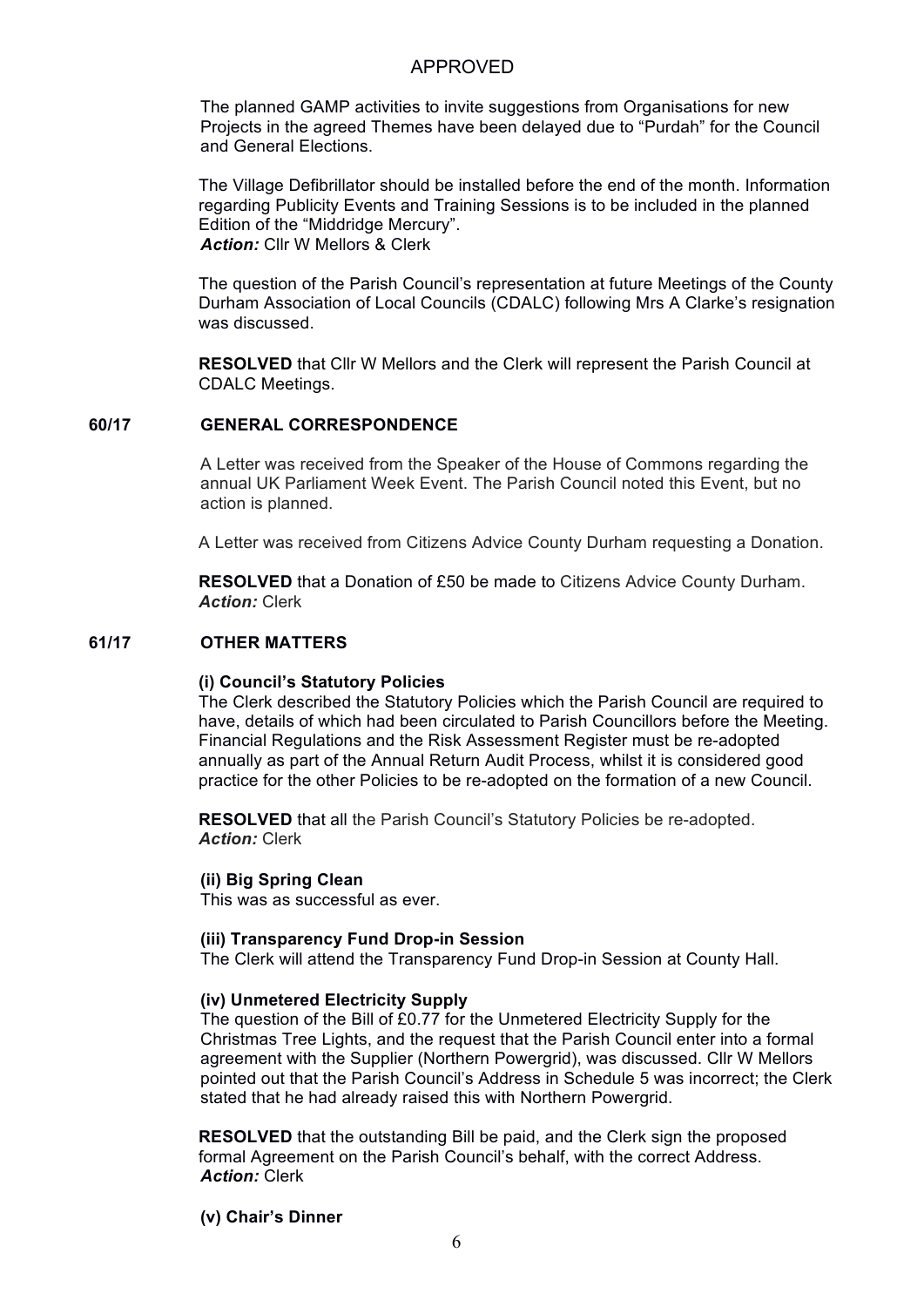APPROVED

The planned GAMP activities to invite suggestions from Organisations for new Projects in the agreed Themes have been delayed due to "Purdah" for the Council and General Elections.

The Village Defibrillator should be installed before the end of the month. Information regarding Publicity Events and Training Sessions is to be included in the planned Edition of the "Middridge Mercury".
***Action:*** Cllr W Mellors & Clerk

The question of the Parish Council's representation at future Meetings of the County Durham Association of Local Councils (CDALC) following Mrs A Clarke's resignation was discussed.

**RESOLVED** that Cllr W Mellors and the Clerk will represent the Parish Council at CDALC Meetings.

## 60/17 GENERAL CORRESPONDENCE

A Letter was received from the Speaker of the House of Commons regarding the annual UK Parliament Week Event. The Parish Council noted this Event, but no action is planned.

A Letter was received from Citizens Advice County Durham requesting a Donation.

**RESOLVED** that a Donation of £50 be made to Citizens Advice County Durham.
***Action:*** Clerk

## 61/17 OTHER MATTERS

**(i) Council's Statutory Policies**
The Clerk described the Statutory Policies which the Parish Council are required to have, details of which had been circulated to Parish Councillors before the Meeting. Financial Regulations and the Risk Assessment Register must be re-adopted annually as part of the Annual Return Audit Process, whilst it is considered good practice for the other Policies to be re-adopted on the formation of a new Council.

**RESOLVED** that all the Parish Council's Statutory Policies be re-adopted.
***Action:*** Clerk

**(ii) Big Spring Clean**
This was as successful as ever.

**(iii) Transparency Fund Drop-in Session**
The Clerk will attend the Transparency Fund Drop-in Session at County Hall.

**(iv) Unmetered Electricity Supply**
The question of the Bill of £0.77 for the Unmetered Electricity Supply for the Christmas Tree Lights, and the request that the Parish Council enter into a formal agreement with the Supplier (Northern Powergrid), was discussed. Cllr W Mellors pointed out that the Parish Council's Address in Schedule 5 was incorrect; the Clerk stated that he had already raised this with Northern Powergrid.

**RESOLVED** that the outstanding Bill be paid, and the Clerk sign the proposed formal Agreement on the Parish Council's behalf, with the correct Address.
***Action:*** Clerk

**(v) Chair's Dinner**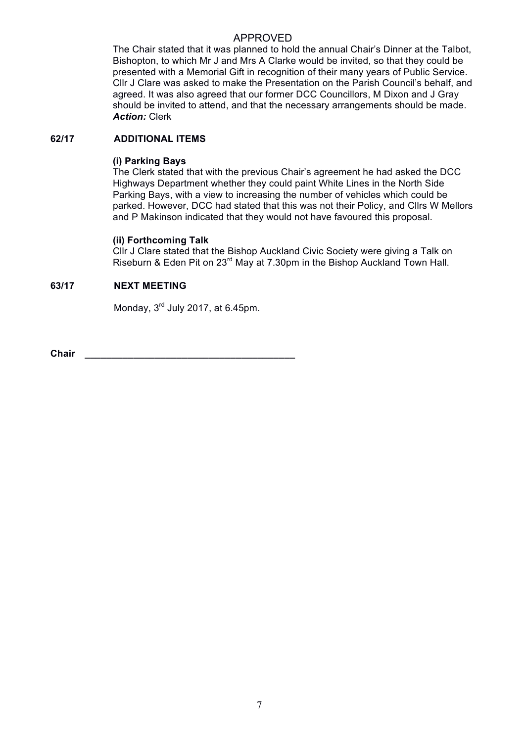APPROVED

The Chair stated that it was planned to hold the annual Chair's Dinner at the Talbot, Bishopton, to which Mr J and Mrs A Clarke would be invited, so that they could be presented with a Memorial Gift in recognition of their many years of Public Service. Cllr J Clare was asked to make the Presentation on the Parish Council's behalf, and agreed. It was also agreed that our former DCC Councillors, M Dixon and J Gray should be invited to attend, and that the necessary arrangements should be made.
***Action:*** Clerk

**62/17 ADDITIONAL ITEMS**

**(i) Parking Bays**

The Clerk stated that with the previous Chair's agreement he had asked the DCC Highways Department whether they could paint White Lines in the North Side Parking Bays, with a view to increasing the number of vehicles which could be parked. However, DCC had stated that this was not their Policy, and Cllrs W Mellors and P Makinson indicated that they would not have favoured this proposal.

**(ii) Forthcoming Talk**

Cllr J Clare stated that the Bishop Auckland Civic Society were giving a Talk on Riseburn & Eden Pit on 23rd May at 7.30pm in the Bishop Auckland Town Hall.

**63/17 NEXT MEETING**

Monday, 3rd July 2017, at 6.45pm.

**Chair** \_\_\_\_\_\_\_\_\_\_\_\_\_\_\_\_\_\_\_\_\_\_\_\_\_\_\_\_\_\_\_\_\_\_\_\_\_\_\_\_